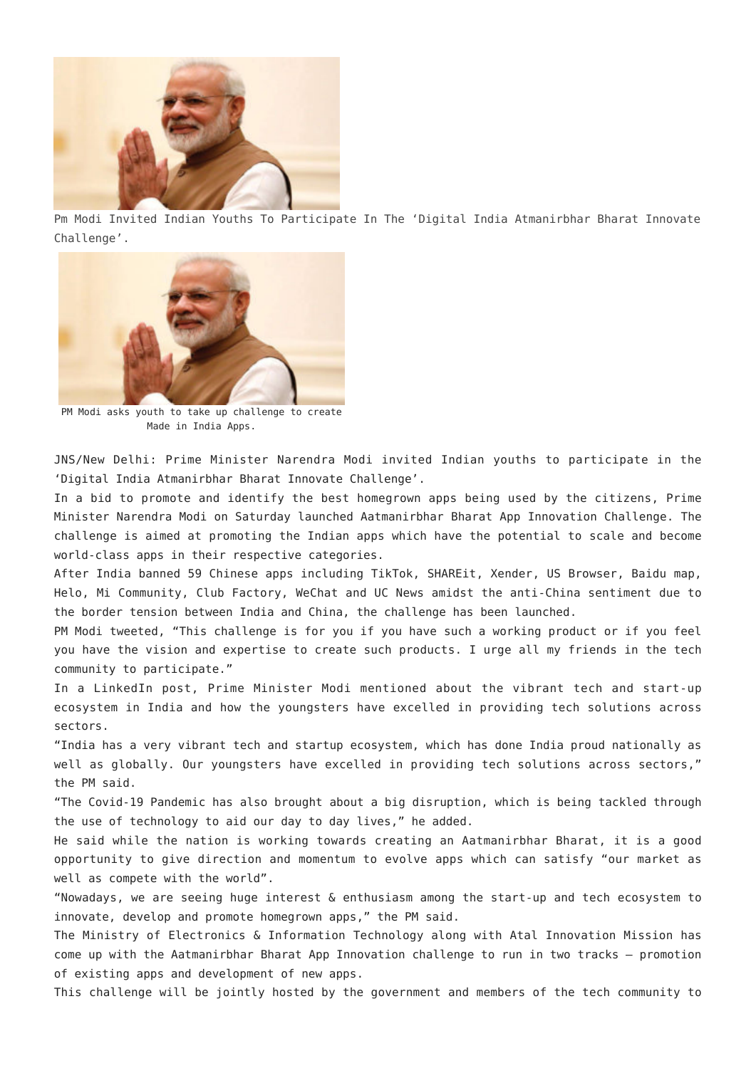Pm Modi Invited Indian Youths To Participate In The 'Digital India Atmanirbhar Bharat Innovate Challenge'.

PM Modi asks youth to take up challenge to create Made in India Apps.

JNS/New Delhi: Prime Minister Narendra Modi invited Indian youths to participate in the 'Digital India Atmanirbhar Bharat Innovate Challenge'.

In a bid to promote and identify the best homegrown apps being used by the citizens, Prime Minister Narendra Modi on Saturday launched Aatmanirbhar Bharat App Innovation Challenge. The challenge is aimed at promoting the Indian apps which have the potential to scale and become world-class apps in their respective categories.

After India banned 59 Chinese apps including TikTok, SHAREit, Xender, US Browser, Baidu map, Helo, Mi Community, Club Factory, WeChat and UC News amidst the anti-China sentiment due to the border tension between India and China, the challenge has been launched.

PM Modi tweeted, "This challenge is for you if you have such a working product or if you feel you have the vision and expertise to create such products. I urge all my friends in the tech community to participate."

In a LinkedIn post, Prime Minister Modi mentioned about the vibrant tech and start-up ecosystem in India and how the youngsters have excelled in providing tech solutions across sectors.

"India has a very vibrant tech and startup ecosystem, which has done India proud nationally as well as globally. Our youngsters have excelled in providing tech solutions across sectors," the PM said.

"The Covid-19 Pandemic has also brought about a big disruption, which is being tackled through the use of technology to aid our day to day lives," he added.

He said while the nation is working towards creating an Aatmanirbhar Bharat, it is a good opportunity to give direction and momentum to evolve apps which can satisfy "our market as well as compete with the world".

"Nowadays, we are seeing huge interest & enthusiasm among the start-up and tech ecosystem to innovate, develop and promote homegrown apps," the PM said.

The Ministry of Electronics & Information Technology along with Atal Innovation Mission has come up with the Aatmanirbhar Bharat App Innovation challenge to run in two tracks – promotion of existing apps and development of new apps.

This challenge will be jointly hosted by the government and members of the tech community to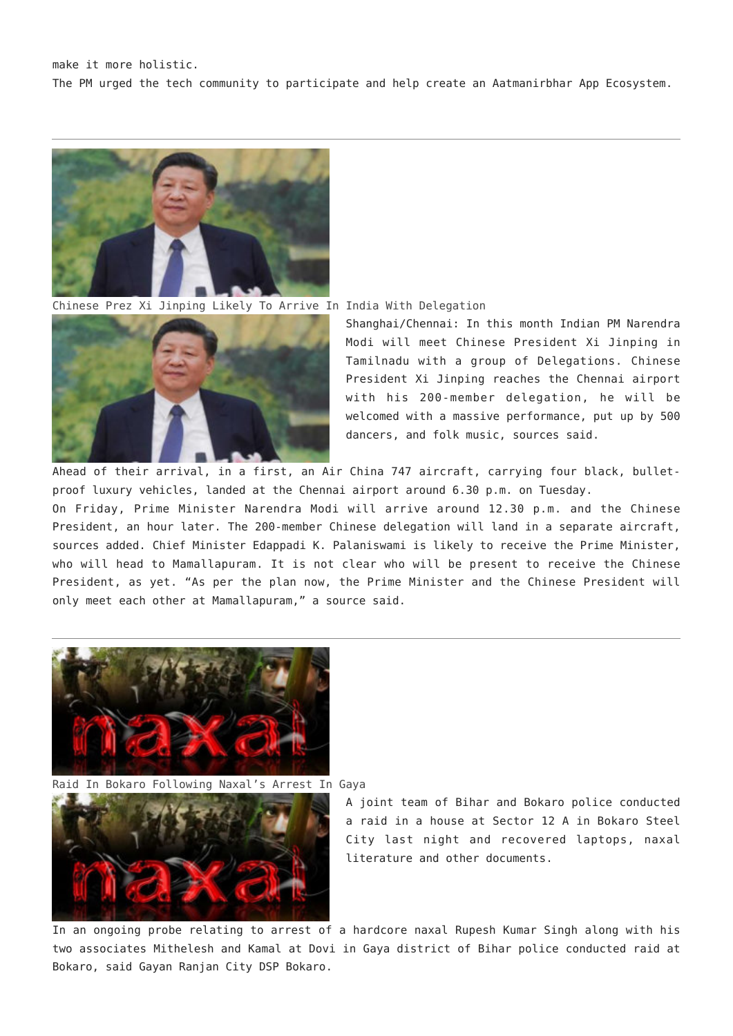make it more holistic.

The PM urged the tech community to participate and help create an Aatmanirbhar App Ecosystem.

---

Chinese Prez Xi Jinping Likely To Arrive In India With Delegation

Shanghai/Chennai: In this month Indian PM Narendra Modi will meet Chinese President Xi Jinping in Tamilnadu with a group of Delegations. Chinese President Xi Jinping reaches the Chennai airport with his 200-member delegation, he will be welcomed with a massive performance, put up by 500 dancers, and folk music, sources said.

Ahead of their arrival, in a first, an Air China 747 aircraft, carrying four black, bullet-proof luxury vehicles, landed at the Chennai airport around 6.30 p.m. on Tuesday.

On Friday, Prime Minister Narendra Modi will arrive around 12.30 p.m. and the Chinese President, an hour later. The 200-member Chinese delegation will land in a separate aircraft, sources added. Chief Minister Edappadi K. Palaniswami is likely to receive the Prime Minister, who will head to Mamallapuram. It is not clear who will be present to receive the Chinese President, as yet. "As per the plan now, the Prime Minister and the Chinese President will only meet each other at Mamallapuram," a source said.

---

Raid In Bokaro Following Naxal's Arrest In Gaya

A joint team of Bihar and Bokaro police conducted a raid in a house at Sector 12 A in Bokaro Steel City last night and recovered laptops, naxal literature and other documents.

In an ongoing probe relating to arrest of a hardcore naxal Rupesh Kumar Singh along with his two associates Mithelesh and Kamal at Dovi in Gaya district of Bihar police conducted raid at Bokaro, said Gayan Ranjan City DSP Bokaro.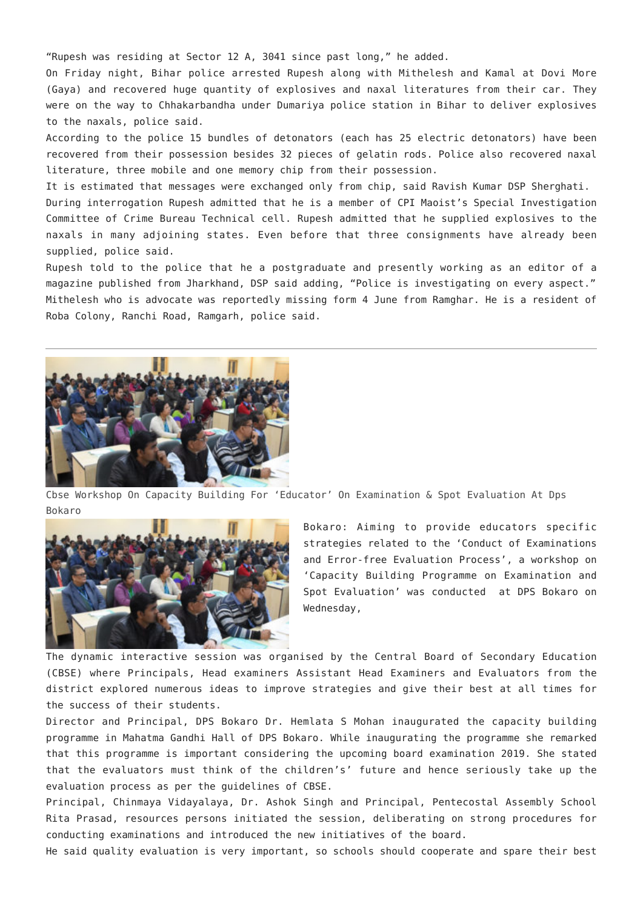"Rupesh was residing at Sector 12 A, 3041 since past long," he added.

On Friday night, Bihar police arrested Rupesh along with Mithelesh and Kamal at Dovi More (Gaya) and recovered huge quantity of explosives and naxal literatures from their car. They were on the way to Chhakarbandha under Dumariya police station in Bihar to deliver explosives to the naxals, police said.

According to the police 15 bundles of detonators (each has 25 electric detonators) have been recovered from their possession besides 32 pieces of gelatin rods. Police also recovered naxal literature, three mobile and one memory chip from their possession.

It is estimated that messages were exchanged only from chip, said Ravish Kumar DSP Sherghati.

During interrogation Rupesh admitted that he is a member of CPI Maoist's Special Investigation Committee of Crime Bureau Technical cell. Rupesh admitted that he supplied explosives to the naxals in many adjoining states. Even before that three consignments have already been supplied, police said.

Rupesh told to the police that he a postgraduate and presently working as an editor of a magazine published from Jharkhand, DSP said adding, "Police is investigating on every aspect."

Mithelesh who is advocate was reportedly missing form 4 June from Ramghar. He is a resident of Roba Colony, Ranchi Road, Ramgarh, police said.

---

Cbse Workshop On Capacity Building For 'Educator' On Examination & Spot Evaluation At Dps Bokaro

Bokaro: Aiming to provide educators specific strategies related to the 'Conduct of Examinations and Error-free Evaluation Process', a workshop on 'Capacity Building Programme on Examination and Spot Evaluation' was conducted at DPS Bokaro on Wednesday,

The dynamic interactive session was organised by the Central Board of Secondary Education (CBSE) where Principals, Head examiners Assistant Head Examiners and Evaluators from the district explored numerous ideas to improve strategies and give their best at all times for the success of their students.

Director and Principal, DPS Bokaro Dr. Hemlata S Mohan inaugurated the capacity building programme in Mahatma Gandhi Hall of DPS Bokaro. While inaugurating the programme she remarked that this programme is important considering the upcoming board examination 2019. She stated that the evaluators must think of the children's' future and hence seriously take up the evaluation process as per the guidelines of CBSE.

Principal, Chinmaya Vidayalaya, Dr. Ashok Singh and Principal, Pentecostal Assembly School Rita Prasad, resources persons initiated the session, deliberating on strong procedures for conducting examinations and introduced the new initiatives of the board.

He said quality evaluation is very important, so schools should cooperate and spare their best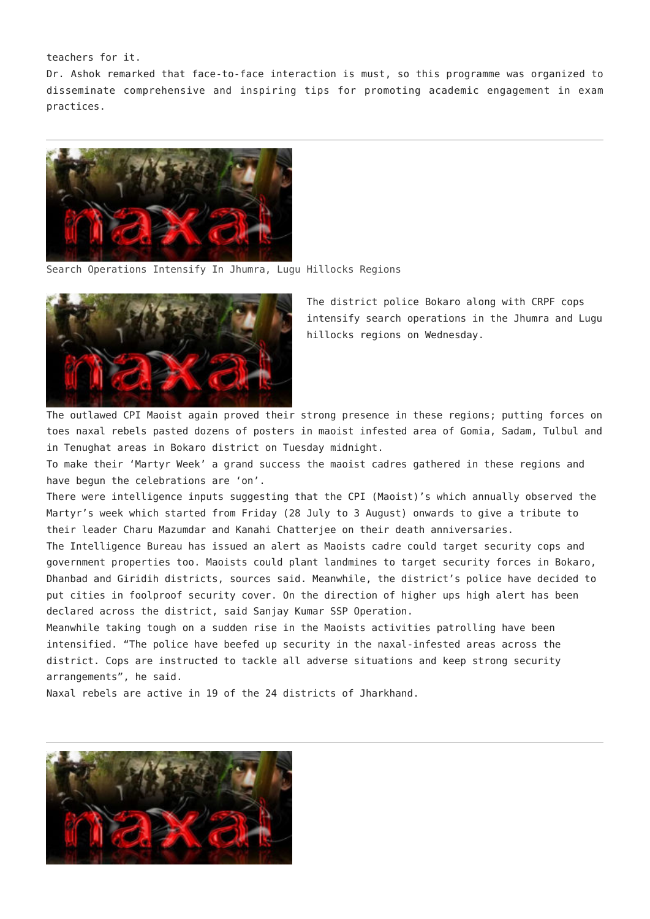teachers for it.

Dr. Ashok remarked that face-to-face interaction is must, so this programme was organized to disseminate comprehensive and inspiring tips for promoting academic engagement in exam practices.

---

Search Operations Intensify In Jhumra, Lugu Hillocks Regions

The district police Bokaro along with CRPF cops intensify search operations in the Jhumra and Lugu hillocks regions on Wednesday.

The outlawed CPI Maoist again proved their strong presence in these regions; putting forces on toes naxal rebels pasted dozens of posters in maoist infested area of Gomia, Sadam, Tulbul and in Tenughat areas in Bokaro district on Tuesday midnight.

To make their 'Martyr Week' a grand success the maoist cadres gathered in these regions and have begun the celebrations are 'on'.

There were intelligence inputs suggesting that the CPI (Maoist)'s which annually observed the Martyr's week which started from Friday (28 July to 3 August) onwards to give a tribute to their leader Charu Mazumdar and Kanahi Chatterjee on their death anniversaries.

The Intelligence Bureau has issued an alert as Maoists cadre could target security cops and government properties too. Maoists could plant landmines to target security forces in Bokaro, Dhanbad and Giridih districts, sources said. Meanwhile, the district's police have decided to put cities in foolproof security cover. On the direction of higher ups high alert has been declared across the district, said Sanjay Kumar SSP Operation.

Meanwhile taking tough on a sudden rise in the Maoists activities patrolling have been intensified. "The police have beefed up security in the naxal-infested areas across the district. Cops are instructed to tackle all adverse situations and keep strong security arrangements", he said.

Naxal rebels are active in 19 of the 24 districts of Jharkhand.

---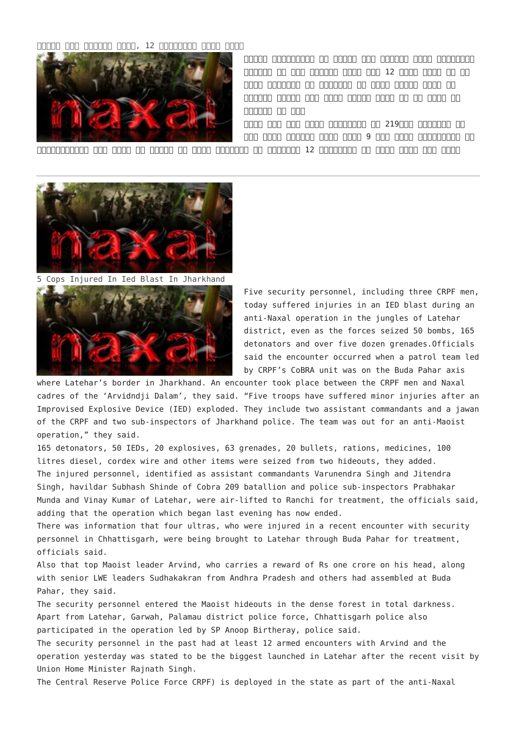---

## 5 Cops Injured In Ied Blast In Jharkhand

Five security personnel, including three CRPF men, today suffered injuries in an IED blast during an anti-Naxal operation in the jungles of Latehar district, even as the forces seized 50 bombs, 165 detonators and over five dozen grenades.Officials said the encounter occurred when a patrol team led by CRPF's CoBRA unit was on the Buda Pahar axis where Latehar's border in Jharkhand. An encounter took place between the CRPF men and Naxal cadres of the 'Arvidndji Dalam', they said. "Five troops have suffered minor injuries after an Improvised Explosive Device (IED) exploded. They include two assistant commandants and a jawan of the CRPF and two sub-inspectors of Jharkhand police. The team was out for an anti-Maoist operation," they said.

165 detonators, 50 IEDs, 20 explosives, 63 grenades, 20 bullets, rations, medicines, 100 litres diesel, cordex wire and other items were seized from two hideouts, they added.

The injured personnel, identified as assistant commandants Varunendra Singh and Jitendra Singh, havildar Subhash Shinde of Cobra 209 batallion and police sub-inspectors Prabhakar Munda and Vinay Kumar of Latehar, were air-lifted to Ranchi for treatment, the officials said, adding that the operation which began last evening has now ended.

There was information that four ultras, who were injured in a recent encounter with security personnel in Chhattisgarh, were being brought to Latehar through Buda Pahar for treatment, officials said.

Also that top Maoist leader Arvind, who carries a reward of Rs one crore on his head, along with senior LWE leaders Sudhakakran from Andhra Pradesh and others had assembled at Buda Pahar, they said.

The security personnel entered the Maoist hideouts in the dense forest in total darkness. Apart from Latehar, Garwah, Palamau district police force, Chhattisgarh police also participated in the operation led by SP Anoop Birtheray, police said.

The security personnel in the past had at least 12 armed encounters with Arvind and the operation yesterday was stated to be the biggest launched in Latehar after the recent visit by Union Home Minister Rajnath Singh.

The Central Reserve Police Force CRPF) is deployed in the state as part of the anti-Naxal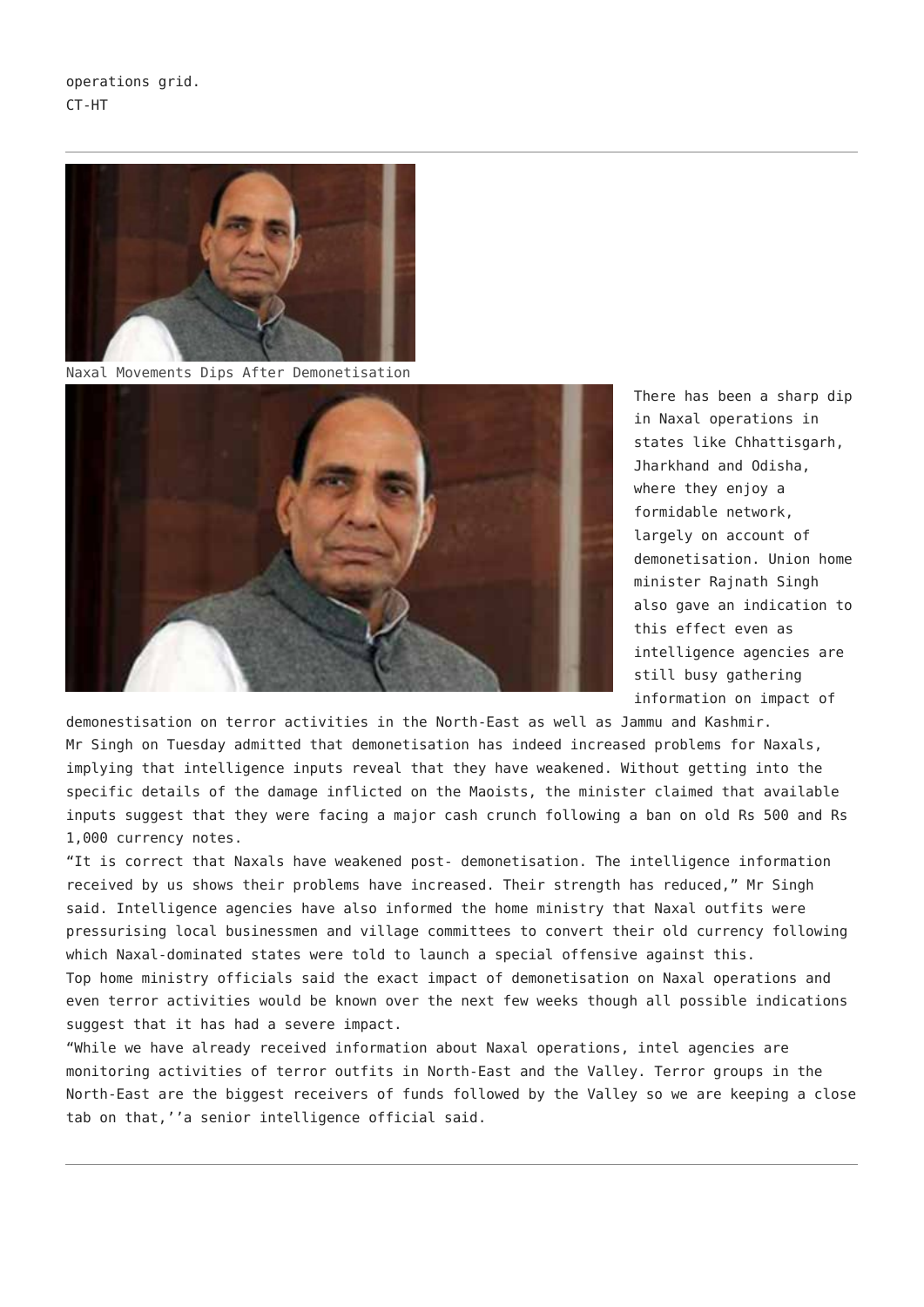operations grid.
CT-HT

---

Naxal Movements Dips After Demonetisation

There has been a sharp dip in Naxal operations in states like Chhattisgarh, Jharkhand and Odisha, where they enjoy a formidable network, largely on account of demonetisation. Union home minister Rajnath Singh also gave an indication to this effect even as intelligence agencies are still busy gathering information on impact of demonestisation on terror activities in the North-East as well as Jammu and Kashmir.

Mr Singh on Tuesday admitted that demonetisation has indeed increased problems for Naxals, implying that intelligence inputs reveal that they have weakened. Without getting into the specific details of the damage inflicted on the Maoists, the minister claimed that available inputs suggest that they were facing a major cash crunch following a ban on old Rs 500 and Rs 1,000 currency notes.

"It is correct that Naxals have weakened post- demonetisation. The intelligence information received by us shows their problems have increased. Their strength has reduced," Mr Singh said. Intelligence agencies have also informed the home ministry that Naxal outfits were pressurising local businessmen and village committees to convert their old currency following which Naxal-dominated states were told to launch a special offensive against this.

Top home ministry officials said the exact impact of demonetisation on Naxal operations and even terror activities would be known over the next few weeks though all possible indications suggest that it has had a severe impact.

"While we have already received information about Naxal operations, intel agencies are monitoring activities of terror outfits in North-East and the Valley. Terror groups in the North-East are the biggest receivers of funds followed by the Valley so we are keeping a close tab on that,''a senior intelligence official said.

---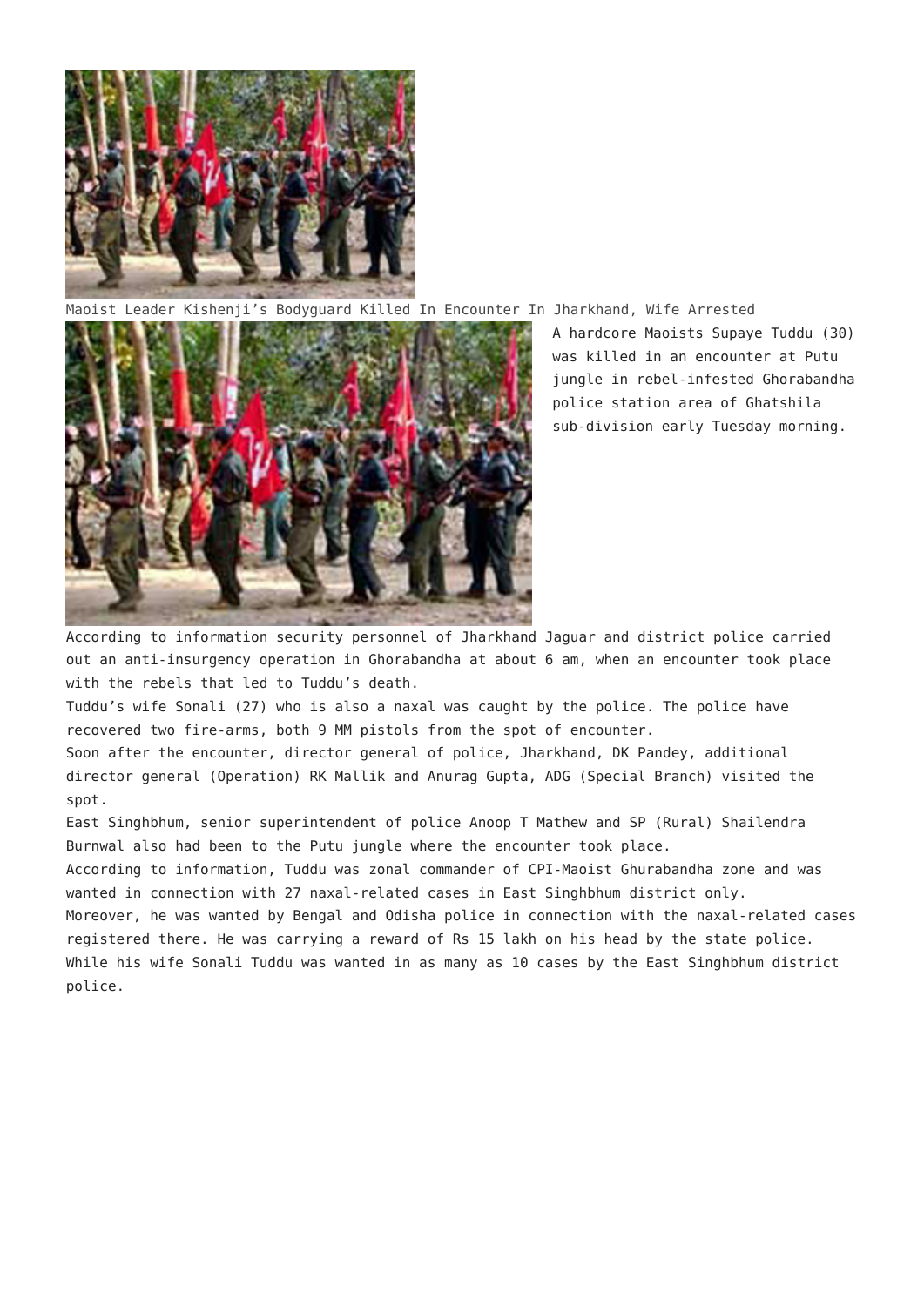Maoist Leader Kishenji's Bodyguard Killed In Encounter In Jharkhand, Wife Arrested

A hardcore Maoists Supaye Tuddu (30) was killed in an encounter at Putu jungle in rebel-infested Ghorabandha police station area of Ghatshila sub-division early Tuesday morning.

According to information security personnel of Jharkhand Jaguar and district police carried out an anti-insurgency operation in Ghorabandha at about 6 am, when an encounter took place with the rebels that led to Tuddu's death.

Tuddu's wife Sonali (27) who is also a naxal was caught by the police. The police have recovered two fire-arms, both 9 MM pistols from the spot of encounter.

Soon after the encounter, director general of police, Jharkhand, DK Pandey, additional director general (Operation) RK Mallik and Anurag Gupta, ADG (Special Branch) visited the spot.

East Singhbhum, senior superintendent of police Anoop T Mathew and SP (Rural) Shailendra Burnwal also had been to the Putu jungle where the encounter took place.

According to information, Tuddu was zonal commander of CPI-Maoist Ghurabandha zone and was wanted in connection with 27 naxal-related cases in East Singhbhum district only.

Moreover, he was wanted by Bengal and Odisha police in connection with the naxal-related cases registered there. He was carrying a reward of Rs 15 lakh on his head by the state police. While his wife Sonali Tuddu was wanted in as many as 10 cases by the East Singhbhum district police.